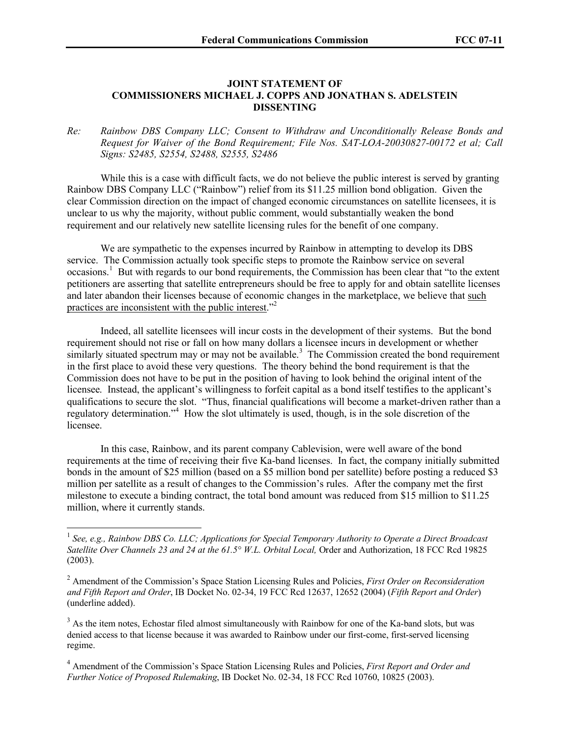# JOINT STATEMENT OF COMMISSIONERS MICHAEL J. COPPS AND JONATHAN S. ADELSTEIN DISSENTING

*Re: Rainbow DBS Company LLC; Consent to Withdraw and Unconditionally Release Bonds and Request for Waiver of the Bond Requirement; File Nos. SAT-LOA-20030827-00172 et al; Call Signs: S2485, S2554, S2488, S2555, S2486*

While this is a case with difficult facts, we do not believe the public interest is served by granting Rainbow DBS Company LLC ("Rainbow") relief from its $11.25 million bond obligation. Given the clear Commission direction on the impact of changed economic circumstances on satellite licensees, it is unclear to us why the majority, without public comment, would substantially weaken the bond requirement and our relatively new satellite licensing rules for the benefit of one company.

We are sympathetic to the expenses incurred by Rainbow in attempting to develop its DBS service. The Commission actually took specific steps to promote the Rainbow service on several occasions.[1] But with regards to our bond requirements, the Commission has been clear that "to the extent petitioners are asserting that satellite entrepreneurs should be free to apply for and obtain satellite licenses and later abandon their licenses because of economic changes in the marketplace, we believe that <u>such practices are inconsistent with the public interest</u>."[2]

Indeed, all satellite licensees will incur costs in the development of their systems. But the bond requirement should not rise or fall on how many dollars a licensee incurs in development or whether similarly situated spectrum may or may not be available.[3] The Commission created the bond requirement in the first place to avoid these very questions. The theory behind the bond requirement is that the Commission does not have to be put in the position of having to look behind the original intent of the licensee. Instead, the applicant's willingness to forfeit capital as a bond itself testifies to the applicant's qualifications to secure the slot. "Thus, financial qualifications will become a market-driven rather than a regulatory determination."[4] How the slot ultimately is used, though, is in the sole discretion of the licensee.

In this case, Rainbow, and its parent company Cablevision, were well aware of the bond requirements at the time of receiving their five Ka-band licenses. In fact, the company initially submitted bonds in the amount of $25 million (based on a $5 million bond per satellite) before posting a reduced $3 million per satellite as a result of changes to the Commission's rules. After the company met the first milestone to execute a binding contract, the total bond amount was reduced from $15 million to $11.25 million, where it currently stands.

---

[1] *See, e.g., Rainbow DBS Co. LLC; Applications for Special Temporary Authority to Operate a Direct Broadcast Satellite Over Channels 23 and 24 at the 61.5° W.L. Orbital Local,* Order and Authorization, 18 FCC Rcd 19825 (2003).

[2] Amendment of the Commission's Space Station Licensing Rules and Policies, *First Order on Reconsideration and Fifth Report and Order*, IB Docket No. 02-34, 19 FCC Rcd 12637, 12652 (2004) (*Fifth Report and Order*) (underline added).

[3] As the item notes, Echostar filed almost simultaneously with Rainbow for one of the Ka-band slots, but was denied access to that license because it was awarded to Rainbow under our first-come, first-served licensing regime.

[4] Amendment of the Commission's Space Station Licensing Rules and Policies, *First Report and Order and Further Notice of Proposed Rulemaking*, IB Docket No. 02-34, 18 FCC Rcd 10760, 10825 (2003).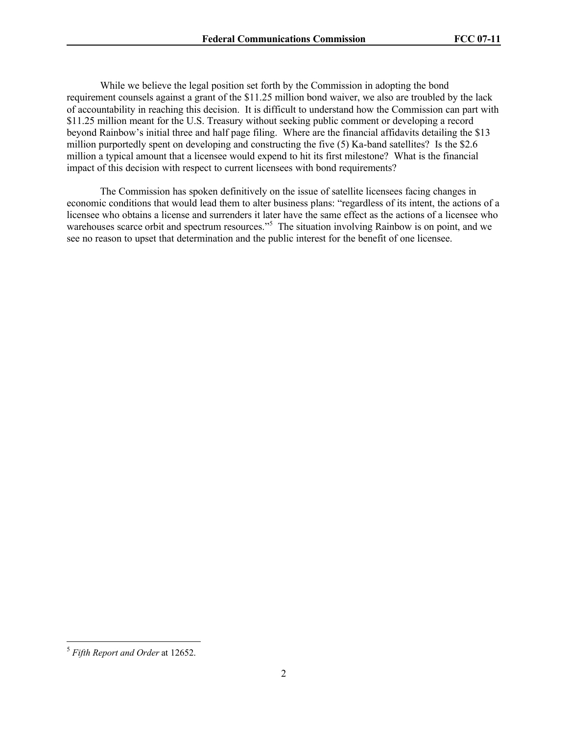While we believe the legal position set forth by the Commission in adopting the bond requirement counsels against a grant of the $11.25 million bond waiver, we also are troubled by the lack of accountability in reaching this decision. It is difficult to understand how the Commission can part with $11.25 million meant for the U.S. Treasury without seeking public comment or developing a record beyond Rainbow's initial three and half page filing. Where are the financial affidavits detailing the $13 million purportedly spent on developing and constructing the five (5) Ka-band satellites? Is the $2.6 million a typical amount that a licensee would expend to hit its first milestone? What is the financial impact of this decision with respect to current licensees with bond requirements?

The Commission has spoken definitively on the issue of satellite licensees facing changes in economic conditions that would lead them to alter business plans: "regardless of its intent, the actions of a licensee who obtains a license and surrenders it later have the same effect as the actions of a licensee who warehouses scarce orbit and spectrum resources."[5] The situation involving Rainbow is on point, and we see no reason to upset that determination and the public interest for the benefit of one licensee.

---

[5] *Fifth Report and Order* at 12652.